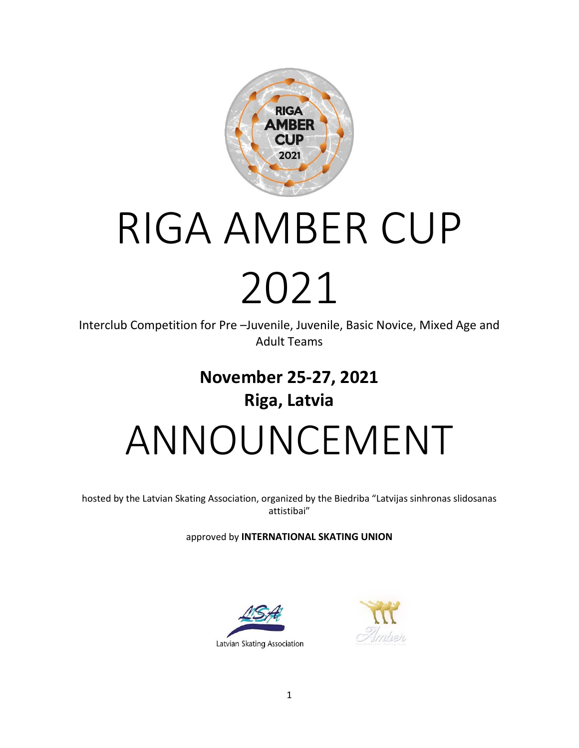# RIGA AMBER CUP 2021

Interclub Competition for Pre –Juvenile, Juvenile, Basic Novice, Mixed Age and Adult Teams

**November 25-27, 2021**

**Riga, Latvia**

# ANNOUNCEMENT

hosted by the Latvian Skating Association, organized by the Biedriba "Latvijas sinhronas slidosanas attistibai"

approved by **INTERNATIONAL SKATING UNION**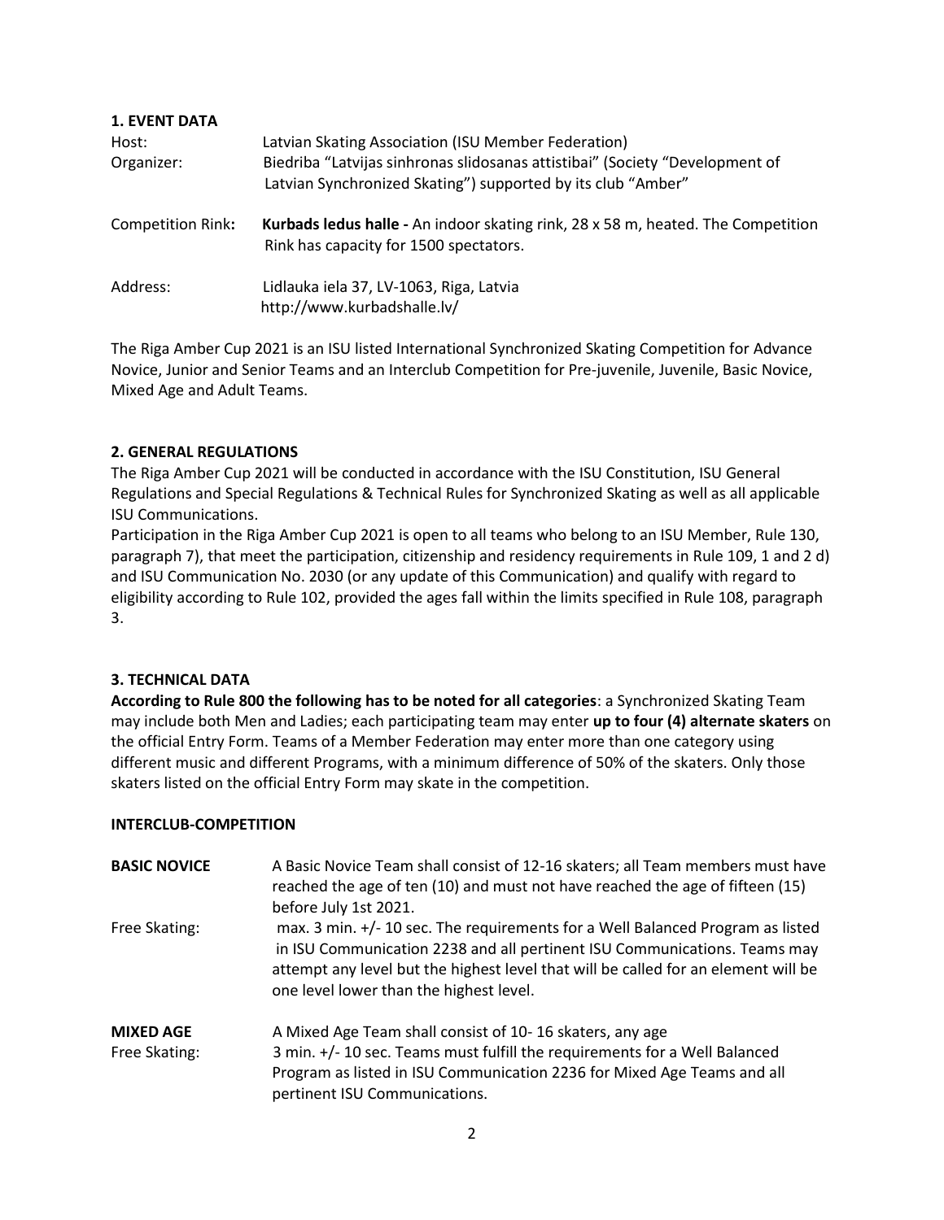## 1. EVENT DATA

| | |
|---|---|
| Host: | Latvian Skating Association (ISU Member Federation) |
| Organizer: | Biedriba "Latvijas sinhronas slidosanas attistibai" (Society "Development of Latvian Synchronized Skating") supported by its club "Amber" |
| Competition Rink**:** | **Kurbads ledus halle -** An indoor skating rink, 28 x 58 m, heated. The Competition Rink has capacity for 1500 spectators. |
| Address: | Lidlauka iela 37, LV-1063, Riga, Latvia<br>http://www.kurbadshalle.lv/ |

The Riga Amber Cup 2021 is an ISU listed International Synchronized Skating Competition for Advance Novice, Junior and Senior Teams and an Interclub Competition for Pre-juvenile, Juvenile, Basic Novice, Mixed Age and Adult Teams.

## 2. GENERAL REGULATIONS

The Riga Amber Cup 2021 will be conducted in accordance with the ISU Constitution, ISU General Regulations and Special Regulations & Technical Rules for Synchronized Skating as well as all applicable ISU Communications.

Participation in the Riga Amber Cup 2021 is open to all teams who belong to an ISU Member, Rule 130, paragraph 7), that meet the participation, citizenship and residency requirements in Rule 109, 1 and 2 d) and ISU Communication No. 2030 (or any update of this Communication) and qualify with regard to eligibility according to Rule 102, provided the ages fall within the limits specified in Rule 108, paragraph 3.

## 3. TECHNICAL DATA

**According to Rule 800 the following has to be noted for all categories**: a Synchronized Skating Team may include both Men and Ladies; each participating team may enter **up to four (4) alternate skaters** on the official Entry Form. Teams of a Member Federation may enter more than one category using different music and different Programs, with a minimum difference of 50% of the skaters. Only those skaters listed on the official Entry Form may skate in the competition.

### INTERCLUB-COMPETITION

| | |
|---|---|
| **BASIC NOVICE** | A Basic Novice Team shall consist of 12-16 skaters; all Team members must have reached the age of ten (10) and must not have reached the age of fifteen (15) before July 1st 2021. |
| Free Skating: | max. 3 min. +/- 10 sec. The requirements for a Well Balanced Program as listed in ISU Communication 2238 and all pertinent ISU Communications. Teams may attempt any level but the highest level that will be called for an element will be one level lower than the highest level. |
| **MIXED AGE** | A Mixed Age Team shall consist of 10- 16 skaters, any age |
| Free Skating: | 3 min. +/- 10 sec. Teams must fulfill the requirements for a Well Balanced Program as listed in ISU Communication 2236 for Mixed Age Teams and all pertinent ISU Communications. |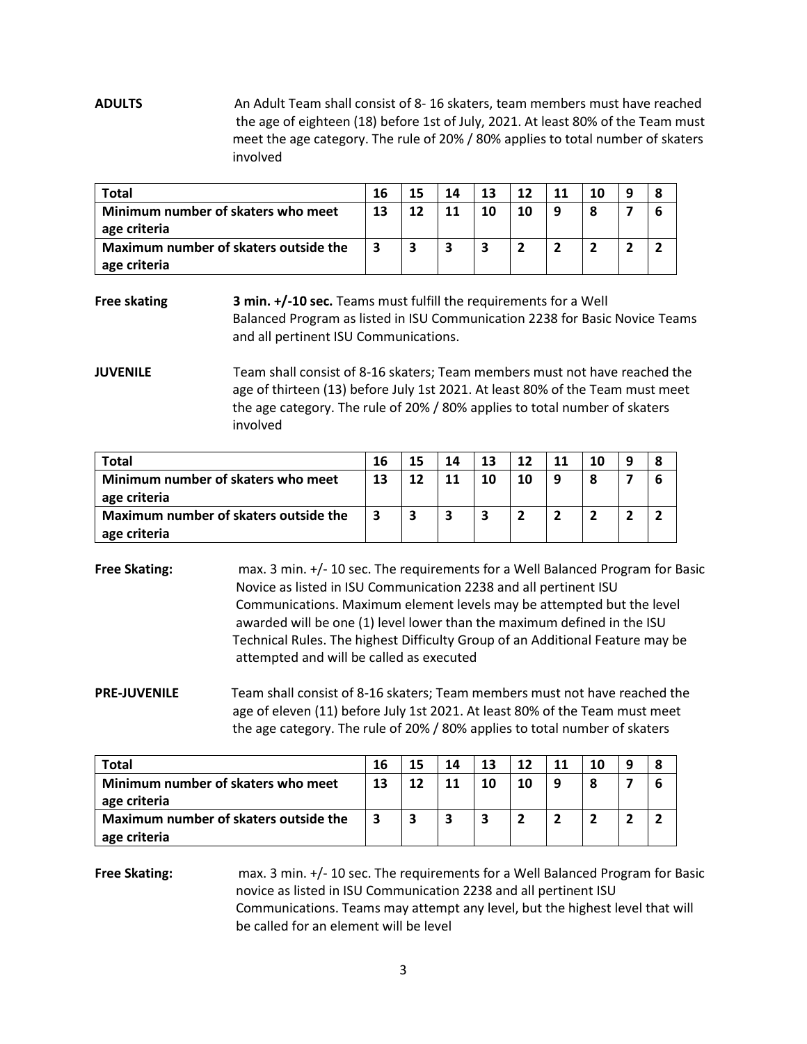**ADULTS** An Adult Team shall consist of 8- 16 skaters, team members must have reached the age of eighteen (18) before 1st of July, 2021. At least 80% of the Team must meet the age category. The rule of 20% / 80% applies to total number of skaters involved

| Total | 16 | 15 | 14 | 13 | 12 | 11 | 10 | 9 | 8 |
|---|---|---|---|---|---|---|---|---|---|
| Minimum number of skaters who meet age criteria | 13 | 12 | 11 | 10 | 10 | 9 | 8 | 7 | 6 |
| Maximum number of skaters outside the age criteria | 3 | 3 | 3 | 3 | 2 | 2 | 2 | 2 | 2 |

**Free skating** **3 min. +/-10 sec.** Teams must fulfill the requirements for a Well Balanced Program as listed in ISU Communication 2238 for Basic Novice Teams and all pertinent ISU Communications.

**JUVENILE** Team shall consist of 8-16 skaters; Team members must not have reached the age of thirteen (13) before July 1st 2021. At least 80% of the Team must meet the age category. The rule of 20% / 80% applies to total number of skaters involved

| Total | 16 | 15 | 14 | 13 | 12 | 11 | 10 | 9 | 8 |
|---|---|---|---|---|---|---|---|---|---|
| Minimum number of skaters who meet age criteria | 13 | 12 | 11 | 10 | 10 | 9 | 8 | 7 | 6 |
| Maximum number of skaters outside the age criteria | 3 | 3 | 3 | 3 | 2 | 2 | 2 | 2 | 2 |

**Free Skating:** max. 3 min. +/- 10 sec. The requirements for a Well Balanced Program for Basic Novice as listed in ISU Communication 2238 and all pertinent ISU Communications. Maximum element levels may be attempted but the level awarded will be one (1) level lower than the maximum defined in the ISU Technical Rules. The highest Difficulty Group of an Additional Feature may be attempted and will be called as executed

**PRE-JUVENILE** Team shall consist of 8-16 skaters; Team members must not have reached the age of eleven (11) before July 1st 2021. At least 80% of the Team must meet the age category. The rule of 20% / 80% applies to total number of skaters

| Total | 16 | 15 | 14 | 13 | 12 | 11 | 10 | 9 | 8 |
|---|---|---|---|---|---|---|---|---|---|
| Minimum number of skaters who meet age criteria | 13 | 12 | 11 | 10 | 10 | 9 | 8 | 7 | 6 |
| Maximum number of skaters outside the age criteria | 3 | 3 | 3 | 3 | 2 | 2 | 2 | 2 | 2 |

**Free Skating:** max. 3 min. +/- 10 sec. The requirements for a Well Balanced Program for Basic novice as listed in ISU Communication 2238 and all pertinent ISU Communications. Teams may attempt any level, but the highest level that will be called for an element will be level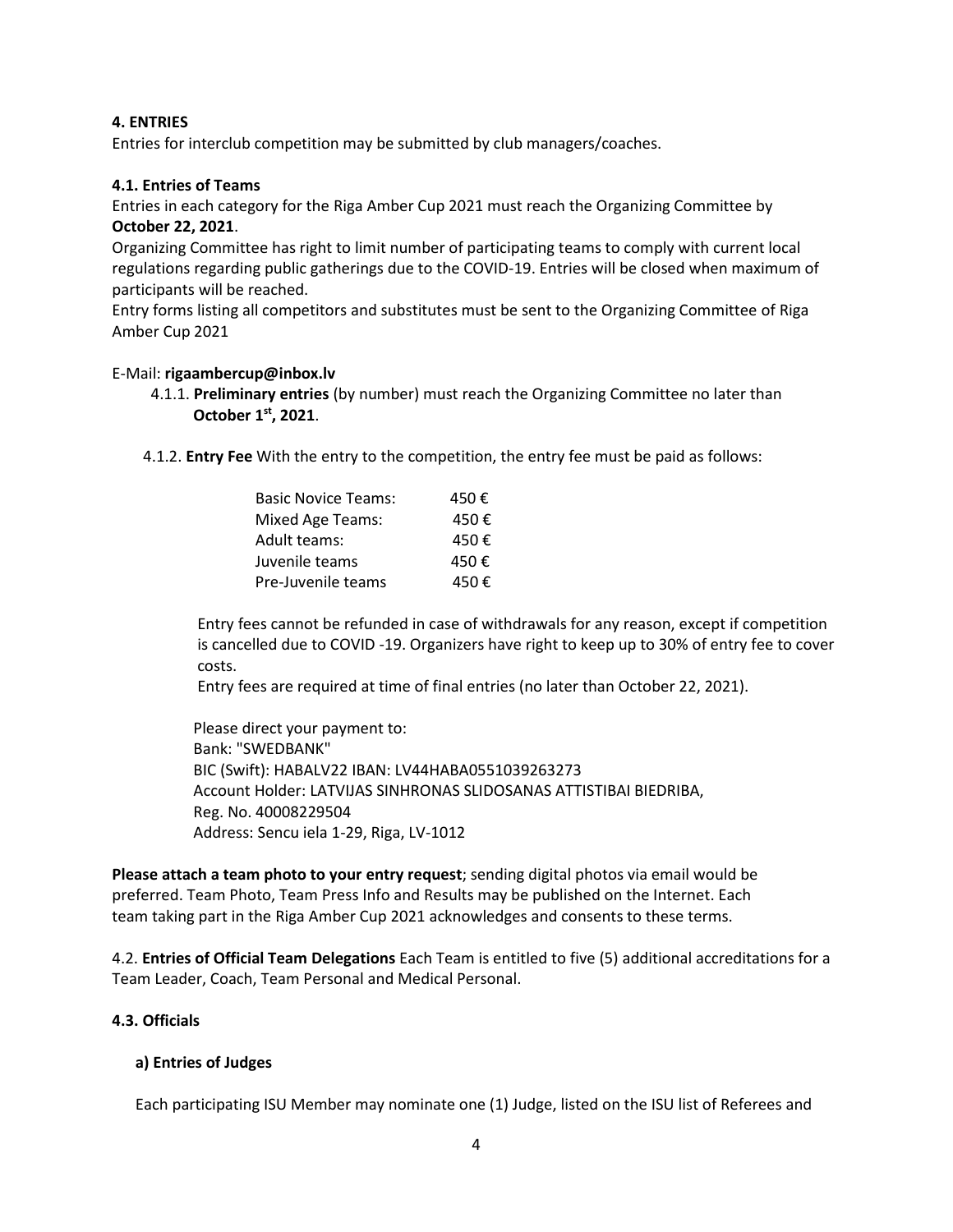**4. ENTRIES**

Entries for interclub competition may be submitted by club managers/coaches.

**4.1. Entries of Teams**

Entries in each category for the Riga Amber Cup 2021 must reach the Organizing Committee by **October 22, 2021**.

Organizing Committee has right to limit number of participating teams to comply with current local regulations regarding public gatherings due to the COVID-19. Entries will be closed when maximum of participants will be reached.

Entry forms listing all competitors and substitutes must be sent to the Organizing Committee of Riga Amber Cup 2021

E-Mail: **rigaambercup@inbox.lv**

4.1.1. **Preliminary entries** (by number) must reach the Organizing Committee no later than **October 1st, 2021**.

4.1.2. **Entry Fee** With the entry to the competition, the entry fee must be paid as follows:

| | |
|---|---|
| Basic Novice Teams: | 450 € |
| Mixed Age Teams: | 450 € |
| Adult teams: | 450 € |
| Juvenile teams | 450 € |
| Pre-Juvenile teams | 450 € |

Entry fees cannot be refunded in case of withdrawals for any reason, except if competition is cancelled due to COVID -19. Organizers have right to keep up to 30% of entry fee to cover costs.

Entry fees are required at time of final entries (no later than October 22, 2021).

Please direct your payment to:
Bank: "SWEDBANK"
BIC (Swift): HABALV22 IBAN: LV44HABA0551039263273
Account Holder: LATVIJAS SINHRONAS SLIDOSANAS ATTISTIBAI BIEDRIBA,
Reg. No. 40008229504
Address: Sencu iela 1-29, Riga, LV-1012

**Please attach a team photo to your entry request**; sending digital photos via email would be preferred. Team Photo, Team Press Info and Results may be published on the Internet. Each team taking part in the Riga Amber Cup 2021 acknowledges and consents to these terms.

4.2. **Entries of Official Team Delegations** Each Team is entitled to five (5) additional accreditations for a Team Leader, Coach, Team Personal and Medical Personal.

**4.3. Officials**

**a) Entries of Judges**

Each participating ISU Member may nominate one (1) Judge, listed on the ISU list of Referees and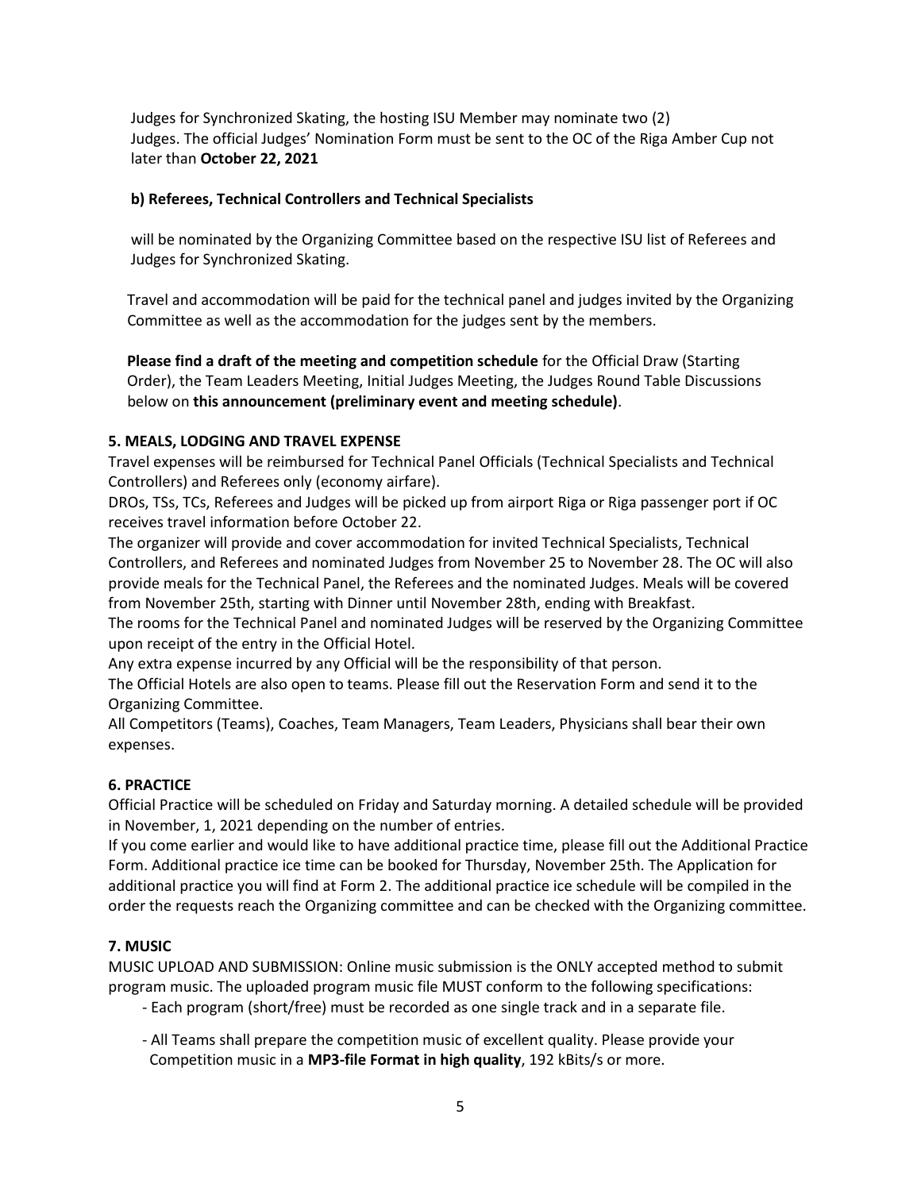Judges for Synchronized Skating, the hosting ISU Member may nominate two (2) Judges. The official Judges' Nomination Form must be sent to the OC of the Riga Amber Cup not later than **October 22, 2021**

**b) Referees, Technical Controllers and Technical Specialists**

will be nominated by the Organizing Committee based on the respective ISU list of Referees and Judges for Synchronized Skating.

Travel and accommodation will be paid for the technical panel and judges invited by the Organizing Committee as well as the accommodation for the judges sent by the members.

**Please find a draft of the meeting and competition schedule** for the Official Draw (Starting Order), the Team Leaders Meeting, Initial Judges Meeting, the Judges Round Table Discussions below on **this announcement (preliminary event and meeting schedule)**.

### 5. MEALS, LODGING AND TRAVEL EXPENSE

Travel expenses will be reimbursed for Technical Panel Officials (Technical Specialists and Technical Controllers) and Referees only (economy airfare).

DROs, TSs, TCs, Referees and Judges will be picked up from airport Riga or Riga passenger port if OC receives travel information before October 22.

The organizer will provide and cover accommodation for invited Technical Specialists, Technical Controllers, and Referees and nominated Judges from November 25 to November 28. The OC will also provide meals for the Technical Panel, the Referees and the nominated Judges. Meals will be covered from November 25th, starting with Dinner until November 28th, ending with Breakfast.

The rooms for the Technical Panel and nominated Judges will be reserved by the Organizing Committee upon receipt of the entry in the Official Hotel.

Any extra expense incurred by any Official will be the responsibility of that person.

The Official Hotels are also open to teams. Please fill out the Reservation Form and send it to the Organizing Committee.

All Competitors (Teams), Coaches, Team Managers, Team Leaders, Physicians shall bear their own expenses.

### 6. PRACTICE

Official Practice will be scheduled on Friday and Saturday morning. A detailed schedule will be provided in November, 1, 2021 depending on the number of entries.

If you come earlier and would like to have additional practice time, please fill out the Additional Practice Form. Additional practice ice time can be booked for Thursday, November 25th. The Application for additional practice you will find at Form 2. The additional practice ice schedule will be compiled in the order the requests reach the Organizing committee and can be checked with the Organizing committee.

### 7. MUSIC

MUSIC UPLOAD AND SUBMISSION: Online music submission is the ONLY accepted method to submit program music. The uploaded program music file MUST conform to the following specifications:

- Each program (short/free) must be recorded as one single track and in a separate file.
- All Teams shall prepare the competition music of excellent quality. Please provide your Competition music in a **MP3-file Format in high quality**, 192 kBits/s or more.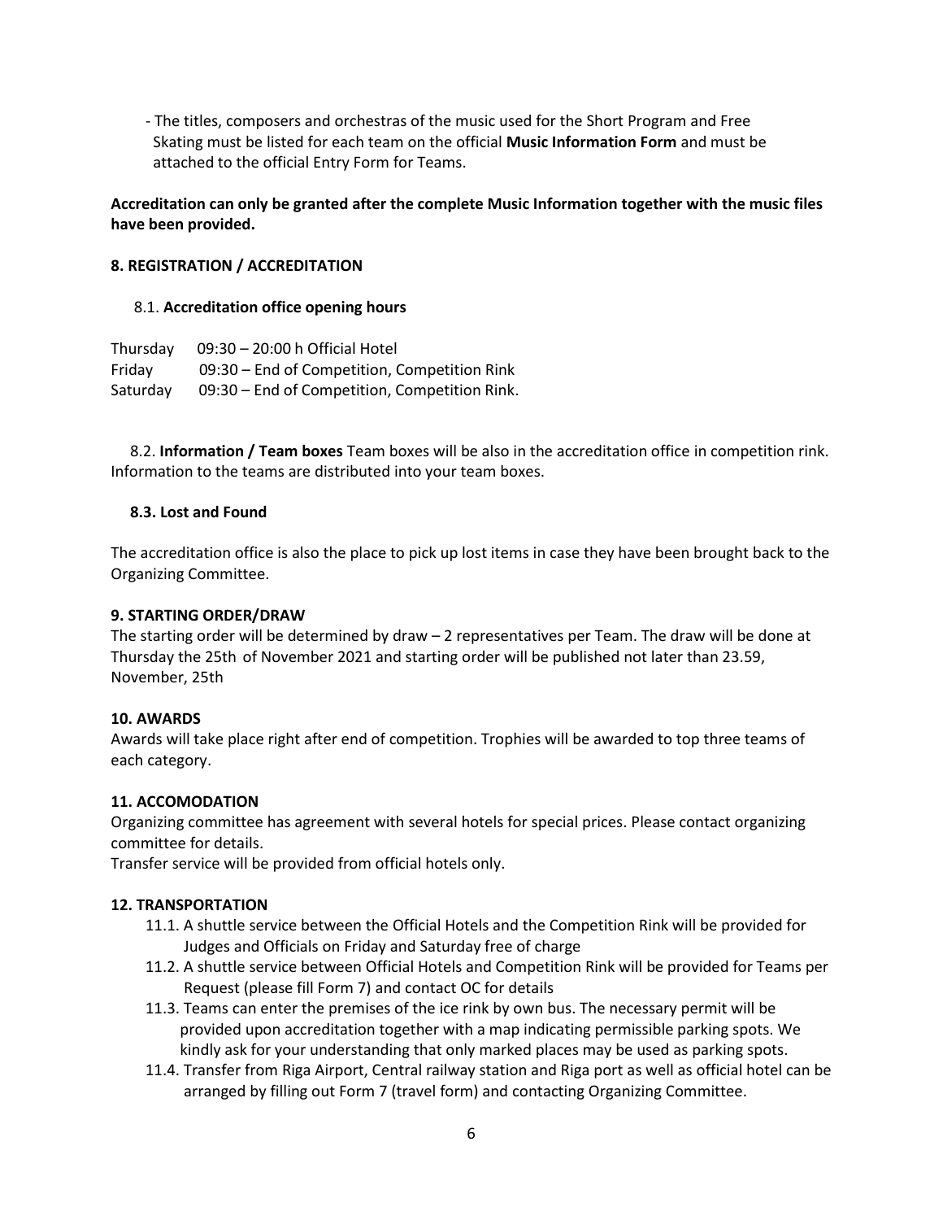- The titles, composers and orchestras of the music used for the Short Program and Free Skating must be listed for each team on the official **Music Information Form** and must be attached to the official Entry Form for Teams.

**Accreditation can only be granted after the complete Music Information together with the music files have been provided.**

## 8. REGISTRATION / ACCREDITATION

### 8.1. **Accreditation office opening hours**

Thursday 09:30 – 20:00 h Official Hotel
Friday 09:30 – End of Competition, Competition Rink
Saturday 09:30 – End of Competition, Competition Rink.

8.2. **Information / Team boxes** Team boxes will be also in the accreditation office in competition rink. Information to the teams are distributed into your team boxes.

### 8.3. Lost and Found

The accreditation office is also the place to pick up lost items in case they have been brought back to the Organizing Committee.

## 9. STARTING ORDER/DRAW

The starting order will be determined by draw – 2 representatives per Team. The draw will be done at Thursday the 25th of November 2021 and starting order will be published not later than 23.59, November, 25th

## 10. AWARDS

Awards will take place right after end of competition. Trophies will be awarded to top three teams of each category.

## 11. ACCOMODATION

Organizing committee has agreement with several hotels for special prices. Please contact organizing committee for details.
Transfer service will be provided from official hotels only.

## 12. TRANSPORTATION

11.1. A shuttle service between the Official Hotels and the Competition Rink will be provided for Judges and Officials on Friday and Saturday free of charge

11.2. A shuttle service between Official Hotels and Competition Rink will be provided for Teams per Request (please fill Form 7) and contact OC for details

11.3. Teams can enter the premises of the ice rink by own bus. The necessary permit will be provided upon accreditation together with a map indicating permissible parking spots. We kindly ask for your understanding that only marked places may be used as parking spots.

11.4. Transfer from Riga Airport, Central railway station and Riga port as well as official hotel can be arranged by filling out Form 7 (travel form) and contacting Organizing Committee.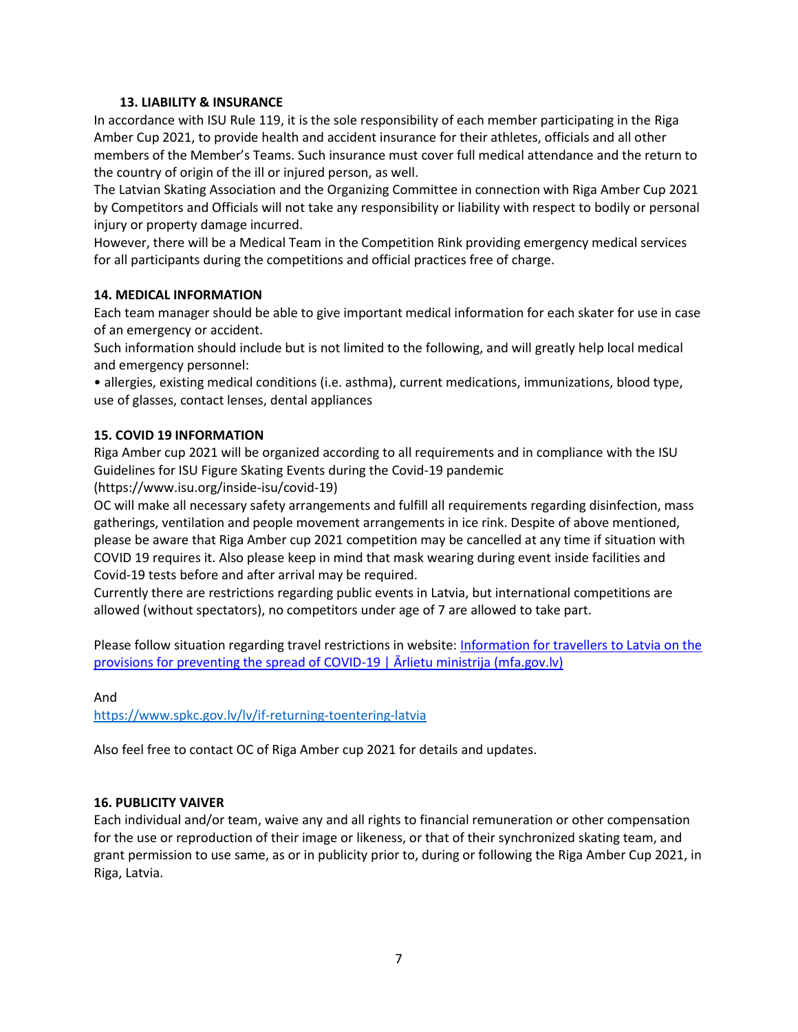## 13. LIABILITY & INSURANCE

In accordance with ISU Rule 119, it is the sole responsibility of each member participating in the Riga Amber Cup 2021, to provide health and accident insurance for their athletes, officials and all other members of the Member's Teams. Such insurance must cover full medical attendance and the return to the country of origin of the ill or injured person, as well.

The Latvian Skating Association and the Organizing Committee in connection with Riga Amber Cup 2021 by Competitors and Officials will not take any responsibility or liability with respect to bodily or personal injury or property damage incurred.

However, there will be a Medical Team in the Competition Rink providing emergency medical services for all participants during the competitions and official practices free of charge.

## 14. MEDICAL INFORMATION

Each team manager should be able to give important medical information for each skater for use in case of an emergency or accident.

Such information should include but is not limited to the following, and will greatly help local medical and emergency personnel:

- allergies, existing medical conditions (i.e. asthma), current medications, immunizations, blood type, use of glasses, contact lenses, dental appliances

## 15. COVID 19 INFORMATION

Riga Amber cup 2021 will be organized according to all requirements and in compliance with the ISU Guidelines for ISU Figure Skating Events during the Covid-19 pandemic (https://www.isu.org/inside-isu/covid-19)

OC will make all necessary safety arrangements and fulfill all requirements regarding disinfection, mass gatherings, ventilation and people movement arrangements in ice rink. Despite of above mentioned, please be aware that Riga Amber cup 2021 competition may be cancelled at any time if situation with COVID 19 requires it. Also please keep in mind that mask wearing during event inside facilities and Covid-19 tests before and after arrival may be required.

Currently there are restrictions regarding public events in Latvia, but international competitions are allowed (without spectators), no competitors under age of 7 are allowed to take part.

Please follow situation regarding travel restrictions in website: Information for travellers to Latvia on the provisions for preventing the spread of COVID-19 | Ārlietu ministrija (mfa.gov.lv)

And

https://www.spkc.gov.lv/lv/if-returning-toentering-latvia

Also feel free to contact OC of Riga Amber cup 2021 for details and updates.

## 16. PUBLICITY VAIVER

Each individual and/or team, waive any and all rights to financial remuneration or other compensation for the use or reproduction of their image or likeness, or that of their synchronized skating team, and grant permission to use same, as or in publicity prior to, during or following the Riga Amber Cup 2021, in Riga, Latvia.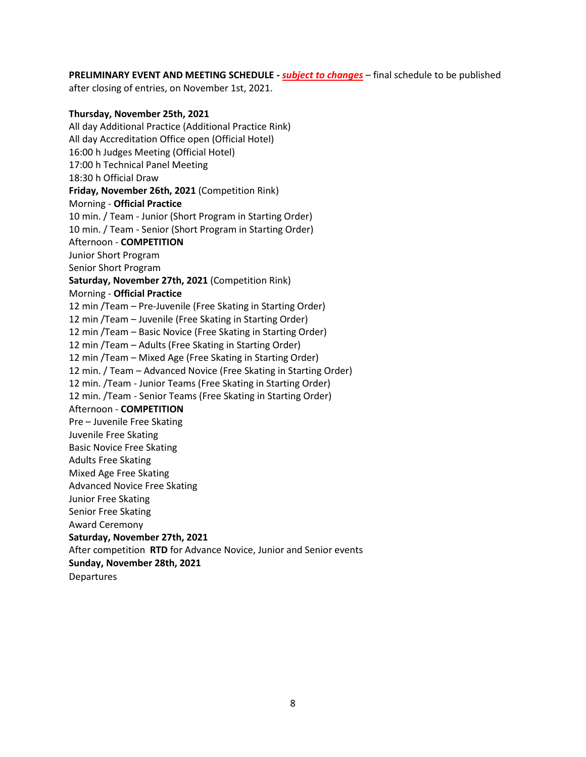**PRELIMINARY EVENT AND MEETING SCHEDULE -** ***subject to changes*** – final schedule to be published after closing of entries, on November 1st, 2021.

**Thursday, November 25th, 2021**
All day Additional Practice (Additional Practice Rink)
All day Accreditation Office open (Official Hotel)
16:00 h Judges Meeting (Official Hotel)
17:00 h Technical Panel Meeting
18:30 h Official Draw

**Friday, November 26th, 2021** (Competition Rink)
Morning - **Official Practice**
10 min. / Team - Junior (Short Program in Starting Order)
10 min. / Team - Senior (Short Program in Starting Order)
Afternoon - **COMPETITION**
Junior Short Program
Senior Short Program

**Saturday, November 27th, 2021** (Competition Rink)
Morning - **Official Practice**
12 min /Team – Pre-Juvenile (Free Skating in Starting Order)
12 min /Team – Juvenile (Free Skating in Starting Order)
12 min /Team – Basic Novice (Free Skating in Starting Order)
12 min /Team – Adults (Free Skating in Starting Order)
12 min /Team – Mixed Age (Free Skating in Starting Order)
12 min. / Team – Advanced Novice (Free Skating in Starting Order)
12 min. /Team - Junior Teams (Free Skating in Starting Order)
12 min. /Team - Senior Teams (Free Skating in Starting Order)
Afternoon - **COMPETITION**
Pre – Juvenile Free Skating
Juvenile Free Skating
Basic Novice Free Skating
Adults Free Skating
Mixed Age Free Skating
Advanced Novice Free Skating
Junior Free Skating
Senior Free Skating
Award Ceremony

**Saturday, November 27th, 2021**
After competition **RTD** for Advance Novice, Junior and Senior events

**Sunday, November 28th, 2021**
Departures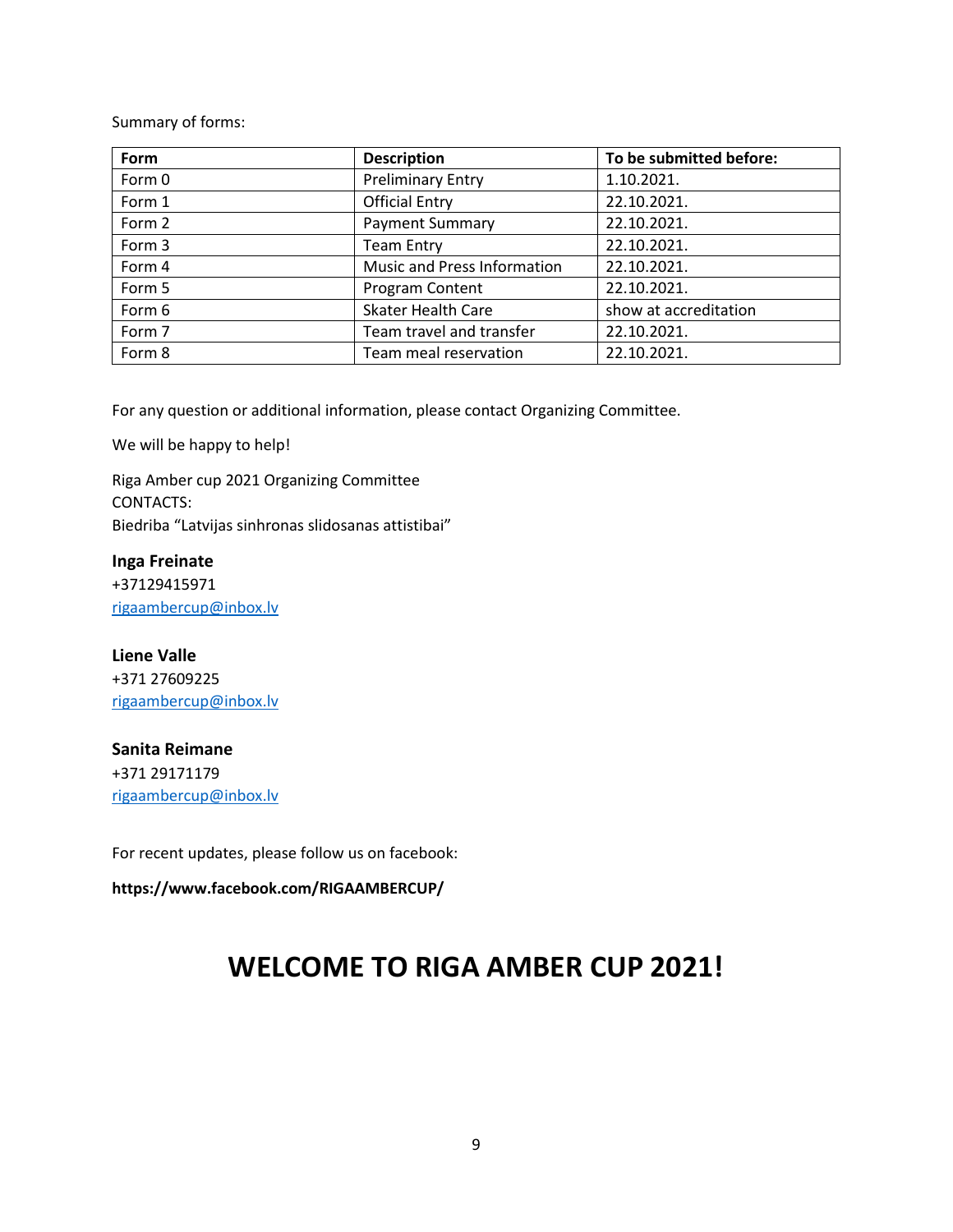Summary of forms:

| Form | Description | To be submitted before: |
|---|---|---|
| Form 0 | Preliminary Entry | 1.10.2021. |
| Form 1 | Official Entry | 22.10.2021. |
| Form 2 | Payment Summary | 22.10.2021. |
| Form 3 | Team Entry | 22.10.2021. |
| Form 4 | Music and Press Information | 22.10.2021. |
| Form 5 | Program Content | 22.10.2021. |
| Form 6 | Skater Health Care | show at accreditation |
| Form 7 | Team travel and transfer | 22.10.2021. |
| Form 8 | Team meal reservation | 22.10.2021. |

For any question or additional information, please contact Organizing Committee.

We will be happy to help!

Riga Amber cup 2021 Organizing Committee
CONTACTS:
Biedriba "Latvijas sinhronas slidosanas attistibai"

**Inga Freinate**
+37129415971
rigaambercup@inbox.lv

**Liene Valle**
+371 27609225
rigaambercup@inbox.lv

**Sanita Reimane**
+371 29171179
rigaambercup@inbox.lv

For recent updates, please follow us on facebook:

**https://www.facebook.com/RIGAAMBERCUP/**

# WELCOME TO RIGA AMBER CUP 2021!